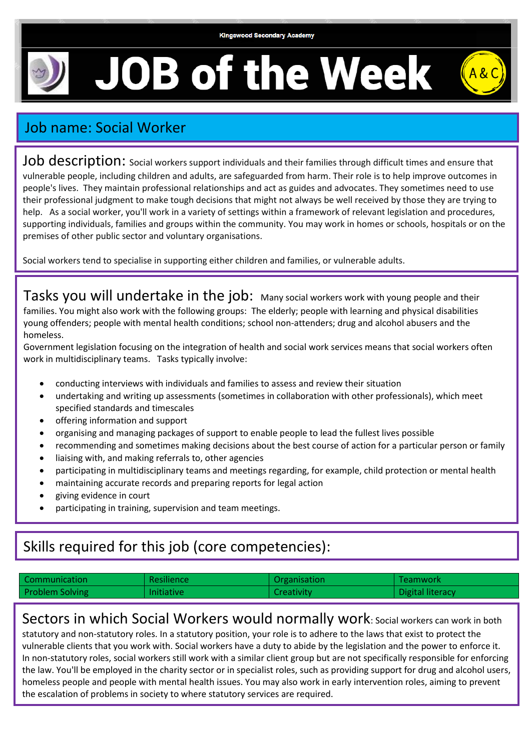Kingswood Secondary Academy

# JOB of the Week

## Job name: Social Worker

**Job description:** Social workers support individuals and their families through difficult times and ensure that vulnerable people, including children and adults, are safeguarded from harm. Their role is to help improve outcomes in people's lives. They maintain professional relationships and act as guides and advocates. They sometimes need to use their professional judgment to make tough decisions that might not always be well received by those they are trying to help. As a social worker, you'll work in a variety of settings within a framework of relevant legislation and procedures, supporting individuals, families and groups within the community. You may work in homes or schools, hospitals or on the premises of other public sector and voluntary organisations.

Social workers tend to specialise in supporting either children and families, or vulnerable adults.

**Tasks you will undertake in the job:** Many social workers work with young people and their families. You might also work with the following groups: The elderly; people with learning and physical disabilities young offenders; people with mental health conditions; school non-attenders; drug and alcohol abusers and the homeless.

Government legislation focusing on the integration of health and social work services means that social workers often work in multidisciplinary teams. Tasks typically involve:

- conducting interviews with individuals and families to assess and review their situation
- undertaking and writing up assessments (sometimes in collaboration with other professionals), which meet specified standards and timescales
- offering information and support
- organising and managing packages of support to enable people to lead the fullest lives possible
- recommending and sometimes making decisions about the best course of action for a particular person or family
- liaising with, and making referrals to, other agencies
- participating in multidisciplinary teams and meetings regarding, for example, child protection or mental health
- maintaining accurate records and preparing reports for legal action
- giving evidence in court
- participating in training, supervision and team meetings.

## Skills required for this job (core competencies):

| Communication | Resilience | Organisation | Teamwork |
|---|---|---|---|
| Problem Solving | Initiative | Creativity | Digital literacy |

**Sectors in which Social Workers would normally work:** Social workers can work in both statutory and non-statutory roles. In a statutory position, your role is to adhere to the laws that exist to protect the vulnerable clients that you work with. Social workers have a duty to abide by the legislation and the power to enforce it. In non-statutory roles, social workers still work with a similar client group but are not specifically responsible for enforcing the law. You'll be employed in the charity sector or in specialist roles, such as providing support for drug and alcohol users, homeless people and people with mental health issues. You may also work in early intervention roles, aiming to prevent the escalation of problems in society to where statutory services are required.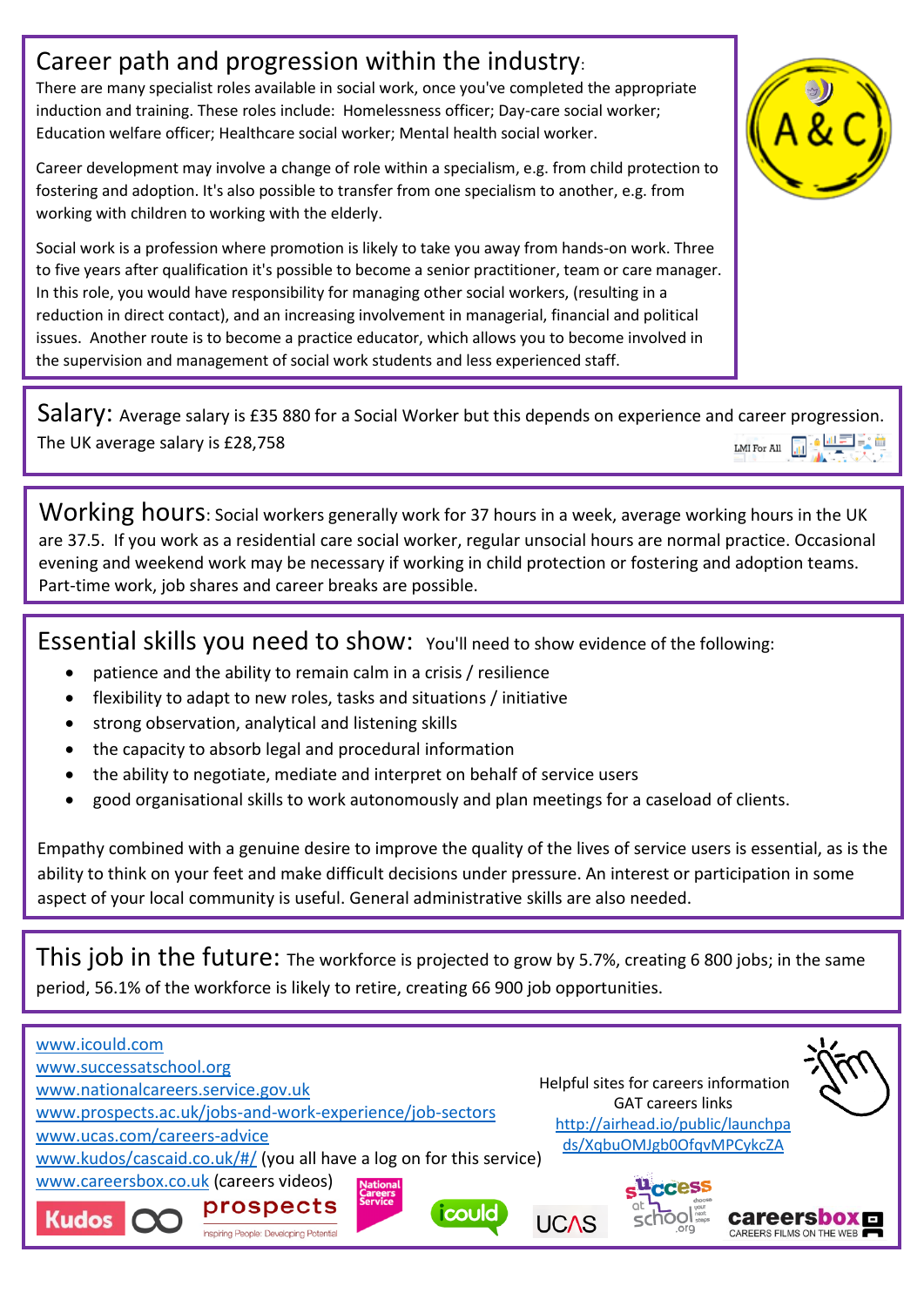## Career path and progression within the industry:

There are many specialist roles available in social work, once you've completed the appropriate induction and training. These roles include: Homelessness officer; Day-care social worker; Education welfare officer; Healthcare social worker; Mental health social worker.

Career development may involve a change of role within a specialism, e.g. from child protection to fostering and adoption. It's also possible to transfer from one specialism to another, e.g. from working with children to working with the elderly.

Social work is a profession where promotion is likely to take you away from hands-on work. Three to five years after qualification it's possible to become a senior practitioner, team or care manager. In this role, you would have responsibility for managing other social workers, (resulting in a reduction in direct contact), and an increasing involvement in managerial, financial and political issues. Another route is to become a practice educator, which allows you to become involved in the supervision and management of social work students and less experienced staff.

## Salary:

Average salary is £35 880 for a Social Worker but this depends on experience and career progression. The UK average salary is £28,758

LMI For All

## Working hours:

Social workers generally work for 37 hours in a week, average working hours in the UK are 37.5. If you work as a residential care social worker, regular unsocial hours are normal practice. Occasional evening and weekend work may be necessary if working in child protection or fostering and adoption teams. Part-time work, job shares and career breaks are possible.

## Essential skills you need to show:

You'll need to show evidence of the following:

- patience and the ability to remain calm in a crisis / resilience
- flexibility to adapt to new roles, tasks and situations / initiative
- strong observation, analytical and listening skills
- the capacity to absorb legal and procedural information
- the ability to negotiate, mediate and interpret on behalf of service users
- good organisational skills to work autonomously and plan meetings for a caseload of clients.

Empathy combined with a genuine desire to improve the quality of the lives of service users is essential, as is the ability to think on your feet and make difficult decisions under pressure. An interest or participation in some aspect of your local community is useful. General administrative skills are also needed.

## This job in the future:

The workforce is projected to grow by 5.7%, creating 6 800 jobs; in the same period, 56.1% of the workforce is likely to retire, creating 66 900 job opportunities.

www.icould.com
www.successatschool.org
www.nationalcareers.service.gov.uk
www.prospects.ac.uk/jobs-and-work-experience/job-sectors
www.ucas.com/careers-advice
www.kudos/cascaid.co.uk/#/ (you all have a log on for this service)
www.careersbox.co.uk (careers videos)

Helpful sites for careers information
GAT careers links
http://airhead.io/public/launchpads/XqbuOMJgb0OfqvMPCykcZA